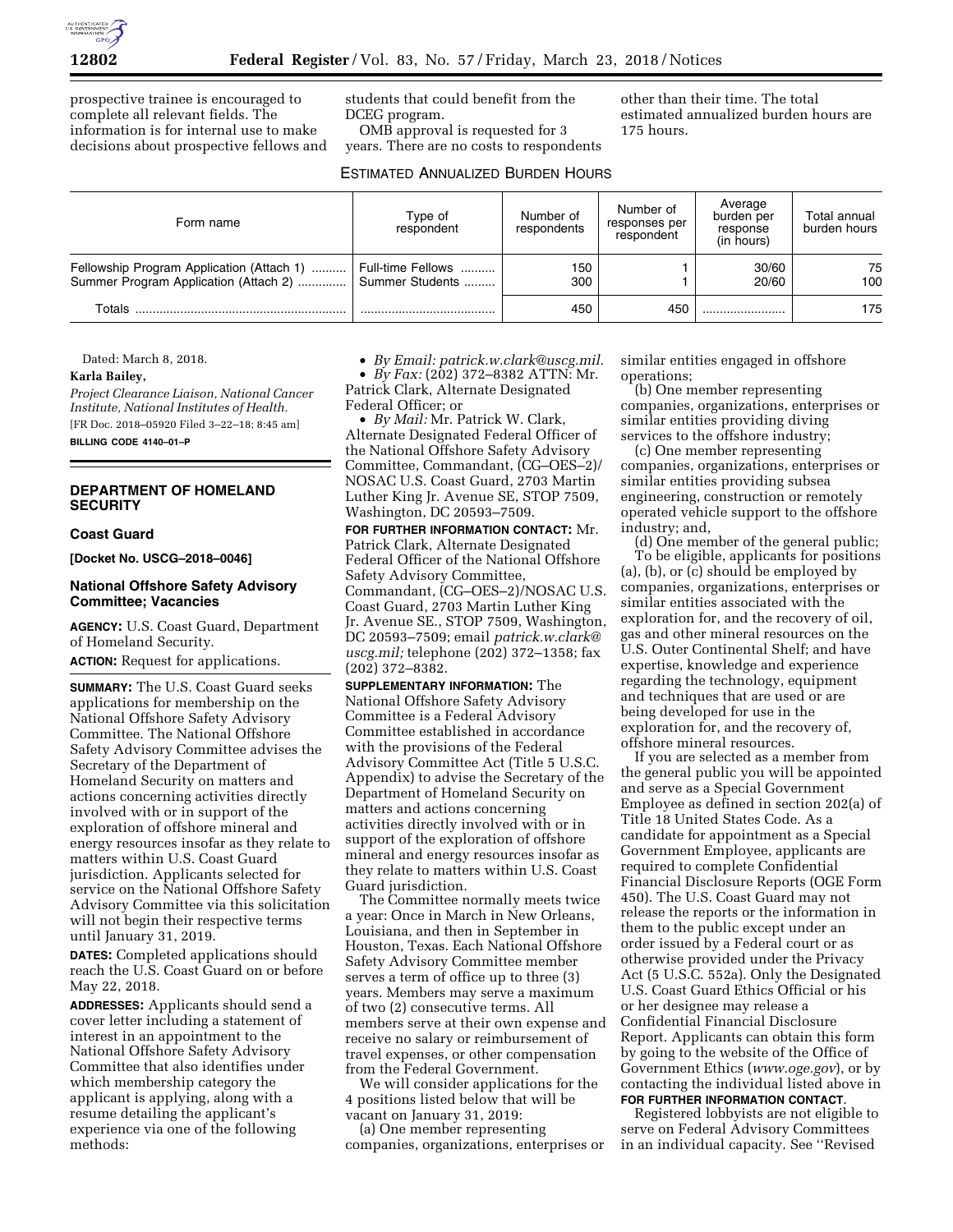prospective trainee is encouraged to complete all relevant fields. The information is for internal use to make decisions about prospective fellows and students that could benefit from the DCEG program.

OMB approval is requested for 3 years. There are no costs to respondents other than their time. The total estimated annualized burden hours are 175 hours.

ESTIMATED ANNUALIZED BURDEN HOURS

| Form name | Type of respondent | Number of respondents | Number of responses per respondent | Average burden per response (in hours) | Total annual burden hours |
|---|---|---|---|---|---|
| Fellowship Program Application (Attach 1) | Full-time Fellows | 150 | 1 | 30/60 | 75 |
| Summer Program Application (Attach 2) | Summer Students | 300 | 1 | 20/60 | 100 |
| Totals | | 450 | 450 | | 175 |

Dated: March 8, 2018.

**Karla Bailey,**

*Project Clearance Liaison, National Cancer Institute, National Institutes of Health.*

[FR Doc. 2018–05920 Filed 3–22–18; 8:45 am]

**BILLING CODE 4140–01–P**

## DEPARTMENT OF HOMELAND SECURITY

### Coast Guard

**[Docket No. USCG–2018–0046]**

### National Offshore Safety Advisory Committee; Vacancies

**AGENCY:** U.S. Coast Guard, Department of Homeland Security.

**ACTION:** Request for applications.

**SUMMARY:** The U.S. Coast Guard seeks applications for membership on the National Offshore Safety Advisory Committee. The National Offshore Safety Advisory Committee advises the Secretary of the Department of Homeland Security on matters and actions concerning activities directly involved with or in support of the exploration of offshore mineral and energy resources insofar as they relate to matters within U.S. Coast Guard jurisdiction. Applicants selected for service on the National Offshore Safety Advisory Committee via this solicitation will not begin their respective terms until January 31, 2019.

**DATES:** Completed applications should reach the U.S. Coast Guard on or before May 22, 2018.

**ADDRESSES:** Applicants should send a cover letter including a statement of interest in an appointment to the National Offshore Safety Advisory Committee that also identifies under which membership category the applicant is applying, along with a resume detailing the applicant's experience via one of the following methods:

- *By Email: patrick.w.clark@uscg.mil.*
- *By Fax:* (202) 372–8382 ATTN: Mr. Patrick Clark, Alternate Designated Federal Officer; or
- *By Mail:* Mr. Patrick W. Clark, Alternate Designated Federal Officer of the National Offshore Safety Advisory Committee, Commandant, (CG–OES–2)/ NOSAC U.S. Coast Guard, 2703 Martin Luther King Jr. Avenue SE, STOP 7509, Washington, DC 20593–7509.

**FOR FURTHER INFORMATION CONTACT:** Mr. Patrick Clark, Alternate Designated Federal Officer of the National Offshore Safety Advisory Committee, Commandant, (CG–OES–2)/NOSAC U.S. Coast Guard, 2703 Martin Luther King Jr. Avenue SE., STOP 7509, Washington, DC 20593–7509; email *patrick.w.clark@uscg.mil;* telephone (202) 372–1358; fax (202) 372–8382.

**SUPPLEMENTARY INFORMATION:** The National Offshore Safety Advisory Committee is a Federal Advisory Committee established in accordance with the provisions of the Federal Advisory Committee Act (Title 5 U.S.C. Appendix) to advise the Secretary of the Department of Homeland Security on matters and actions concerning activities directly involved with or in support of the exploration of offshore mineral and energy resources insofar as they relate to matters within U.S. Coast Guard jurisdiction.

The Committee normally meets twice a year: Once in March in New Orleans, Louisiana, and then in September in Houston, Texas. Each National Offshore Safety Advisory Committee member serves a term of office up to three (3) years. Members may serve a maximum of two (2) consecutive terms. All members serve at their own expense and receive no salary or reimbursement of travel expenses, or other compensation from the Federal Government.

We will consider applications for the 4 positions listed below that will be vacant on January 31, 2019:

(a) One member representing companies, organizations, enterprises or similar entities engaged in offshore operations;

(b) One member representing companies, organizations, enterprises or similar entities providing diving services to the offshore industry;

(c) One member representing companies, organizations, enterprises or similar entities providing subsea engineering, construction or remotely operated vehicle support to the offshore industry; and,

(d) One member of the general public;

To be eligible, applicants for positions (a), (b), or (c) should be employed by companies, organizations, enterprises or similar entities associated with the exploration for, and the recovery of oil, gas and other mineral resources on the U.S. Outer Continental Shelf; and have expertise, knowledge and experience regarding the technology, equipment and techniques that are used or are being developed for use in the exploration for, and the recovery of, offshore mineral resources.

If you are selected as a member from the general public you will be appointed and serve as a Special Government Employee as defined in section 202(a) of Title 18 United States Code. As a candidate for appointment as a Special Government Employee, applicants are required to complete Confidential Financial Disclosure Reports (OGE Form 450). The U.S. Coast Guard may not release the reports or the information in them to the public except under an order issued by a Federal court or as otherwise provided under the Privacy Act (5 U.S.C. 552a). Only the Designated U.S. Coast Guard Ethics Official or his or her designee may release a Confidential Financial Disclosure Report. Applicants can obtain this form by going to the website of the Office of Government Ethics (*www.oge.gov*), or by contacting the individual listed above in **FOR FURTHER INFORMATION CONTACT**.

Registered lobbyists are not eligible to serve on Federal Advisory Committees in an individual capacity. See ''Revised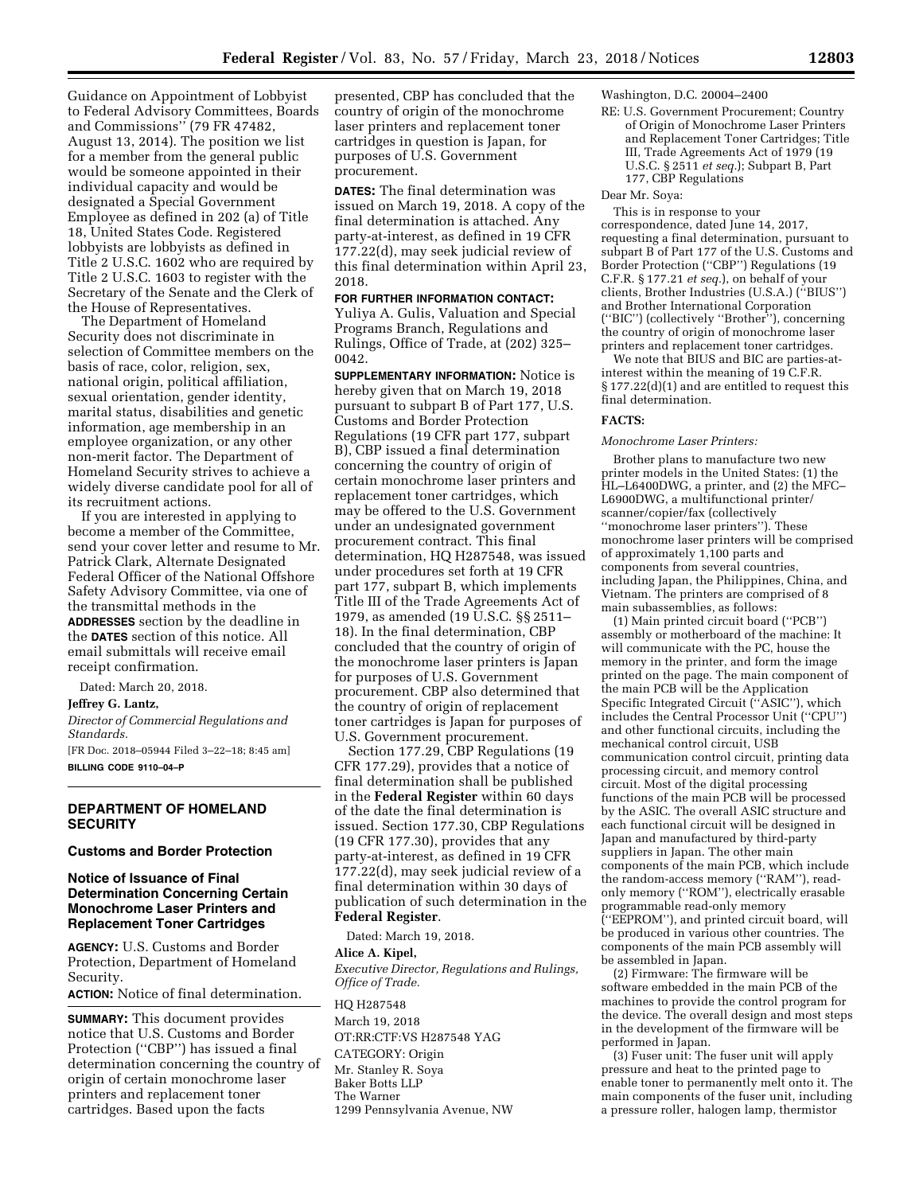Guidance on Appointment of Lobbyist to Federal Advisory Committees, Boards and Commissions'' (79 FR 47482, August 13, 2014). The position we list for a member from the general public would be someone appointed in their individual capacity and would be designated a Special Government Employee as defined in 202 (a) of Title 18, United States Code. Registered lobbyists are lobbyists as defined in Title 2 U.S.C. 1602 who are required by Title 2 U.S.C. 1603 to register with the Secretary of the Senate and the Clerk of the House of Representatives.

The Department of Homeland Security does not discriminate in selection of Committee members on the basis of race, color, religion, sex, national origin, political affiliation, sexual orientation, gender identity, marital status, disabilities and genetic information, age membership in an employee organization, or any other non-merit factor. The Department of Homeland Security strives to achieve a widely diverse candidate pool for all of its recruitment actions.

If you are interested in applying to become a member of the Committee, send your cover letter and resume to Mr. Patrick Clark, Alternate Designated Federal Officer of the National Offshore Safety Advisory Committee, via one of the transmittal methods in the **ADDRESSES** section by the deadline in the **DATES** section of this notice. All email submittals will receive email receipt confirmation.

Dated: March 20, 2018.

**Jeffrey G. Lantz,**

*Director of Commercial Regulations and Standards.*

[FR Doc. 2018–05944 Filed 3–22–18; 8:45 am]

**BILLING CODE 9110–04–P**

## DEPARTMENT OF HOMELAND SECURITY

### Customs and Border Protection

### Notice of Issuance of Final Determination Concerning Certain Monochrome Laser Printers and Replacement Toner Cartridges

**AGENCY:** U.S. Customs and Border Protection, Department of Homeland Security.

**ACTION:** Notice of final determination.

**SUMMARY:** This document provides notice that U.S. Customs and Border Protection (''CBP'') has issued a final determination concerning the country of origin of certain monochrome laser printers and replacement toner cartridges. Based upon the facts presented, CBP has concluded that the country of origin of the monochrome laser printers and replacement toner cartridges in question is Japan, for purposes of U.S. Government procurement.

**DATES:** The final determination was issued on March 19, 2018. A copy of the final determination is attached. Any party-at-interest, as defined in 19 CFR 177.22(d), may seek judicial review of this final determination within April 23, 2018.

**FOR FURTHER INFORMATION CONTACT:** Yuliya A. Gulis, Valuation and Special Programs Branch, Regulations and Rulings, Office of Trade, at (202) 325–0042.

**SUPPLEMENTARY INFORMATION:** Notice is hereby given that on March 19, 2018 pursuant to subpart B of Part 177, U.S. Customs and Border Protection Regulations (19 CFR part 177, subpart B), CBP issued a final determination concerning the country of origin of certain monochrome laser printers and replacement toner cartridges, which may be offered to the U.S. Government under an undesignated government procurement contract. This final determination, HQ H287548, was issued under procedures set forth at 19 CFR part 177, subpart B, which implements Title III of the Trade Agreements Act of 1979, as amended (19 U.S.C. §§ 2511–18). In the final determination, CBP concluded that the country of origin of the monochrome laser printers is Japan for purposes of U.S. Government procurement. CBP also determined that the country of origin of replacement toner cartridges is Japan for purposes of U.S. Government procurement.

Section 177.29, CBP Regulations (19 CFR 177.29), provides that a notice of final determination shall be published in the **Federal Register** within 60 days of the date the final determination is issued. Section 177.30, CBP Regulations (19 CFR 177.30), provides that any party-at-interest, as defined in 19 CFR 177.22(d), may seek judicial review of a final determination within 30 days of publication of such determination in the **Federal Register**.

Dated: March 19, 2018.

**Alice A. Kipel,**

*Executive Director, Regulations and Rulings, Office of Trade.*

HQ H287548

March 19, 2018

OT:RR:CTF:VS H287548 YAG

CATEGORY: Origin

Mr. Stanley R. Soya
Baker Botts LLP
The Warner
1299 Pennsylvania Avenue, NW
Washington, D.C. 20004–2400

RE: U.S. Government Procurement; Country of Origin of Monochrome Laser Printers and Replacement Toner Cartridges; Title III, Trade Agreements Act of 1979 (19 U.S.C. § 2511 *et seq.*); Subpart B, Part 177, CBP Regulations

Dear Mr. Soya:

This is in response to your correspondence, dated June 14, 2017, requesting a final determination, pursuant to subpart B of Part 177 of the U.S. Customs and Border Protection (''CBP'') Regulations (19 C.F.R. § 177.21 *et seq.*), on behalf of your clients, Brother Industries (U.S.A.) (''BIUS'') and Brother International Corporation (''BIC'') (collectively ''Brother''), concerning the country of origin of monochrome laser printers and replacement toner cartridges.

We note that BIUS and BIC are parties-at-interest within the meaning of 19 C.F.R. § 177.22(d)(1) and are entitled to request this final determination.

**FACTS:**

*Monochrome Laser Printers:*

Brother plans to manufacture two new printer models in the United States: (1) the HL–L6400DWG, a printer, and (2) the MFC–L6900DWG, a multifunctional printer/scanner/copier/fax (collectively ''monochrome laser printers''). These monochrome laser printers will be comprised of approximately 1,100 parts and components from several countries, including Japan, the Philippines, China, and Vietnam. The printers are comprised of 8 main subassemblies, as follows:

(1) Main printed circuit board (''PCB'') assembly or motherboard of the machine: It will communicate with the PC, house the memory in the printer, and form the image printed on the page. The main component of the main PCB will be the Application Specific Integrated Circuit (''ASIC''), which includes the Central Processor Unit (''CPU'') and other functional circuits, including the mechanical control circuit, USB communication control circuit, printing data processing circuit, and memory control circuit. Most of the digital processing functions of the main PCB will be processed by the ASIC. The overall ASIC structure and each functional circuit will be designed in Japan and manufactured by third-party suppliers in Japan. The other main components of the main PCB, which include the random-access memory (''RAM''), read-only memory (''ROM''), electrically erasable programmable read-only memory (''EEPROM''), and printed circuit board, will be produced in various other countries. The components of the main PCB assembly will be assembled in Japan.

(2) Firmware: The firmware will be software embedded in the main PCB of the machines to provide the control program for the device. The overall design and most steps in the development of the firmware will be performed in Japan.

(3) Fuser unit: The fuser unit will apply pressure and heat to the printed page to enable toner to permanently melt onto it. The main components of the fuser unit, including a pressure roller, halogen lamp, thermistor